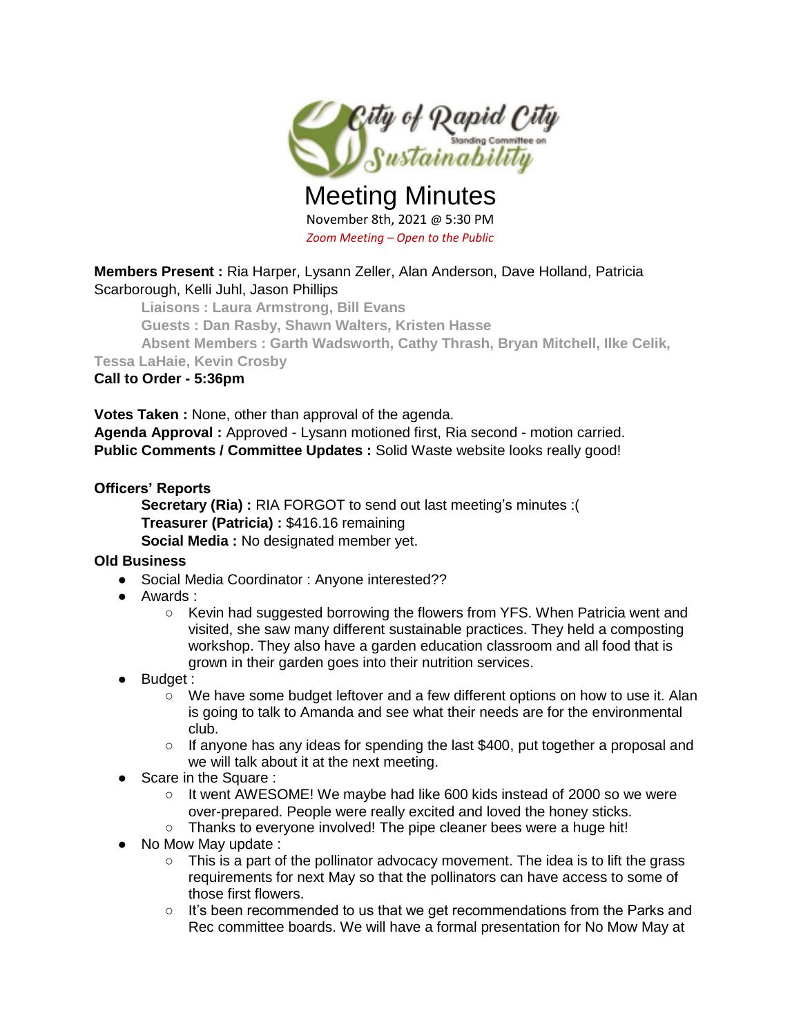City of Rapid City Standing Committee on Sustainability

# Meeting Minutes

November 8th, 2021 @ 5:30 PM

*Zoom Meeting – Open to the Public*

**Members Present :** Ria Harper, Lysann Zeller, Alan Anderson, Dave Holland, Patricia Scarborough, Kelli Juhl, Jason Phillips

**Liaisons : Laura Armstrong, Bill Evans**

**Guests : Dan Rasby, Shawn Walters, Kristen Hasse**

**Absent Members : Garth Wadsworth, Cathy Thrash, Bryan Mitchell, Ilke Celik, Tessa LaHaie, Kevin Crosby**

**Call to Order - 5:36pm**

**Votes Taken :** None, other than approval of the agenda.

**Agenda Approval :** Approved - Lysann motioned first, Ria second - motion carried.

**Public Comments / Committee Updates :** Solid Waste website looks really good!

**Officers' Reports**

**Secretary (Ria) :** RIA FORGOT to send out last meeting's minutes :(

**Treasurer (Patricia) :** $416.16 remaining

**Social Media :** No designated member yet.

**Old Business**

- Social Media Coordinator : Anyone interested??
- Awards :
  - Kevin had suggested borrowing the flowers from YFS. When Patricia went and visited, she saw many different sustainable practices. They held a composting workshop. They also have a garden education classroom and all food that is grown in their garden goes into their nutrition services.
- Budget :
  - We have some budget leftover and a few different options on how to use it. Alan is going to talk to Amanda and see what their needs are for the environmental club.
  - If anyone has any ideas for spending the last $400, put together a proposal and we will talk about it at the next meeting.
- Scare in the Square :
  - It went AWESOME! We maybe had like 600 kids instead of 2000 so we were over-prepared. People were really excited and loved the honey sticks.
  - Thanks to everyone involved! The pipe cleaner bees were a huge hit!
- No Mow May update :
  - This is a part of the pollinator advocacy movement. The idea is to lift the grass requirements for next May so that the pollinators can have access to some of those first flowers.
  - It's been recommended to us that we get recommendations from the Parks and Rec committee boards. We will have a formal presentation for No Mow May at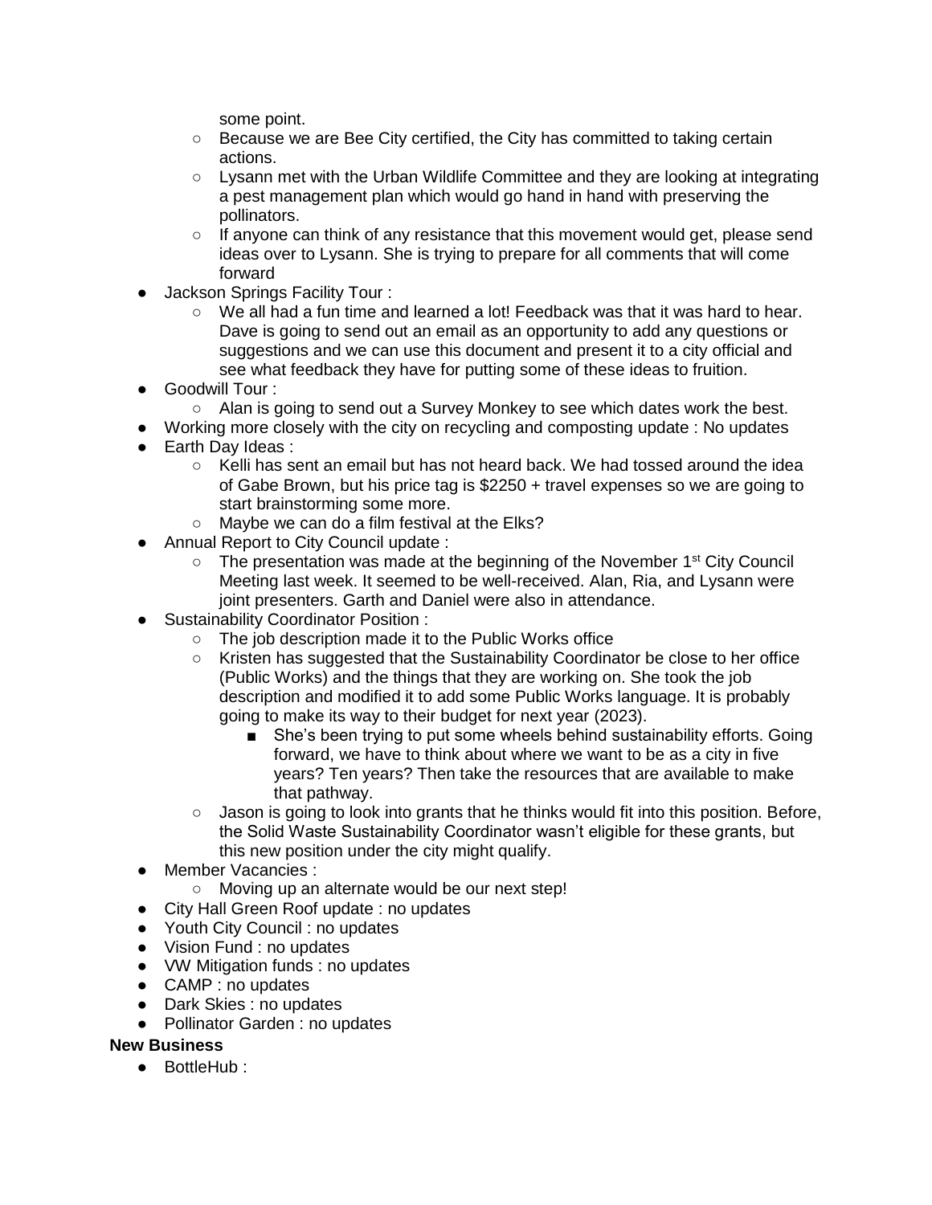some point.
    - Because we are Bee City certified, the City has committed to taking certain actions.
    - Lysann met with the Urban Wildlife Committee and they are looking at integrating a pest management plan which would go hand in hand with preserving the pollinators.
    - If anyone can think of any resistance that this movement would get, please send ideas over to Lysann. She is trying to prepare for all comments that will come forward
- Jackson Springs Facility Tour :
    - We all had a fun time and learned a lot! Feedback was that it was hard to hear. Dave is going to send out an email as an opportunity to add any questions or suggestions and we can use this document and present it to a city official and see what feedback they have for putting some of these ideas to fruition.
- Goodwill Tour :
    - Alan is going to send out a Survey Monkey to see which dates work the best.
- Working more closely with the city on recycling and composting update : No updates
- Earth Day Ideas :
    - Kelli has sent an email but has not heard back. We had tossed around the idea of Gabe Brown, but his price tag is $2250 + travel expenses so we are going to start brainstorming some more.
    - Maybe we can do a film festival at the Elks?
- Annual Report to City Council update :
    - The presentation was made at the beginning of the November 1st City Council Meeting last week. It seemed to be well-received. Alan, Ria, and Lysann were joint presenters. Garth and Daniel were also in attendance.
- Sustainability Coordinator Position :
    - The job description made it to the Public Works office
    - Kristen has suggested that the Sustainability Coordinator be close to her office (Public Works) and the things that they are working on. She took the job description and modified it to add some Public Works language. It is probably going to make its way to their budget for next year (2023).
        - She's been trying to put some wheels behind sustainability efforts. Going forward, we have to think about where we want to be as a city in five years? Ten years? Then take the resources that are available to make that pathway.
    - Jason is going to look into grants that he thinks would fit into this position. Before, the Solid Waste Sustainability Coordinator wasn't eligible for these grants, but this new position under the city might qualify.
- Member Vacancies :
    - Moving up an alternate would be our next step!
- City Hall Green Roof update : no updates
- Youth City Council : no updates
- Vision Fund : no updates
- VW Mitigation funds : no updates
- CAMP : no updates
- Dark Skies : no updates
- Pollinator Garden : no updates

**New Business**

- BottleHub :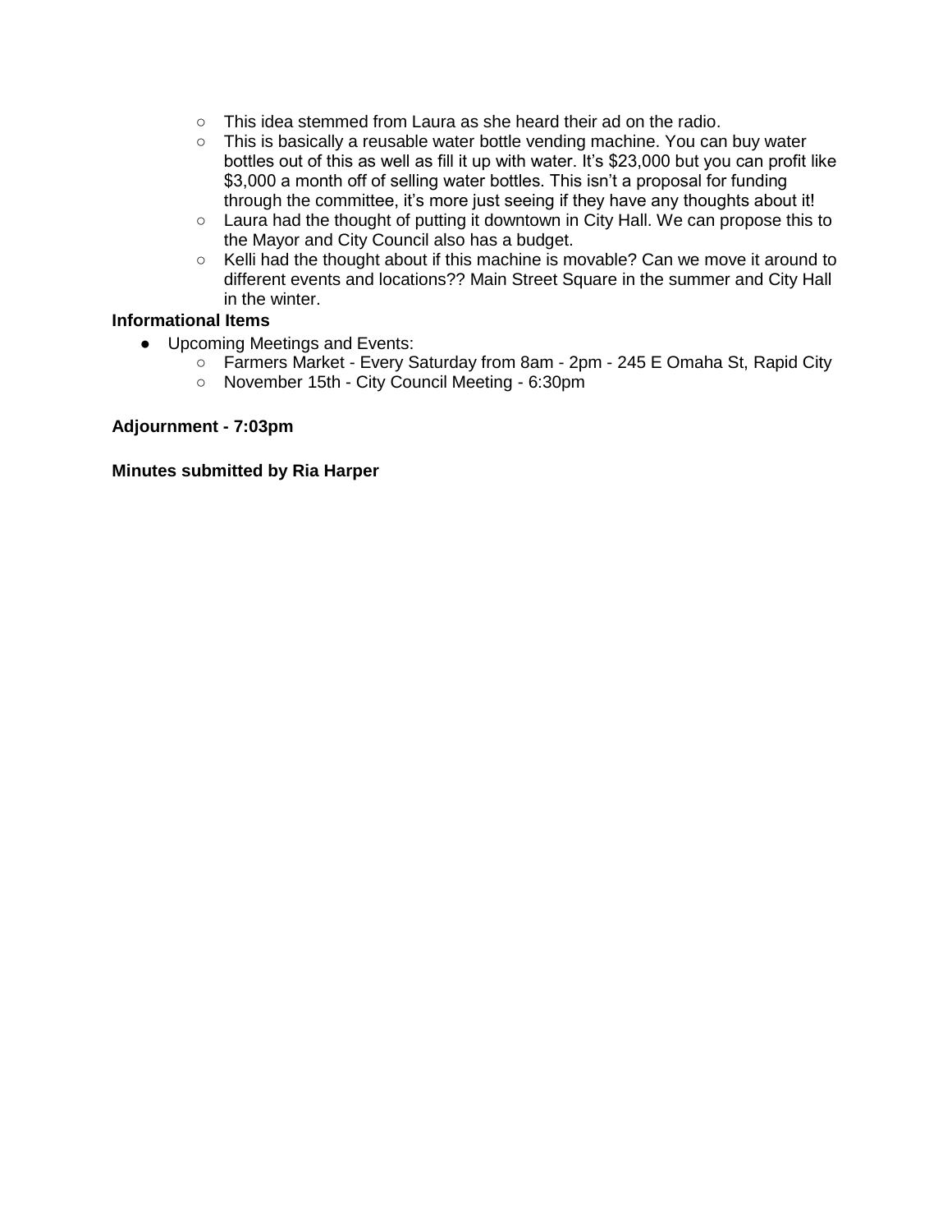- This idea stemmed from Laura as she heard their ad on the radio.
  - This is basically a reusable water bottle vending machine. You can buy water bottles out of this as well as fill it up with water. It's $23,000 but you can profit like $3,000 a month off of selling water bottles. This isn't a proposal for funding through the committee, it's more just seeing if they have any thoughts about it!
  - Laura had the thought of putting it downtown in City Hall. We can propose this to the Mayor and City Council also has a budget.
  - Kelli had the thought about if this machine is movable? Can we move it around to different events and locations?? Main Street Square in the summer and City Hall in the winter.

**Informational Items**

- Upcoming Meetings and Events:
  - Farmers Market - Every Saturday from 8am - 2pm - 245 E Omaha St, Rapid City
  - November 15th - City Council Meeting - 6:30pm

**Adjournment - 7:03pm**

**Minutes submitted by Ria Harper**